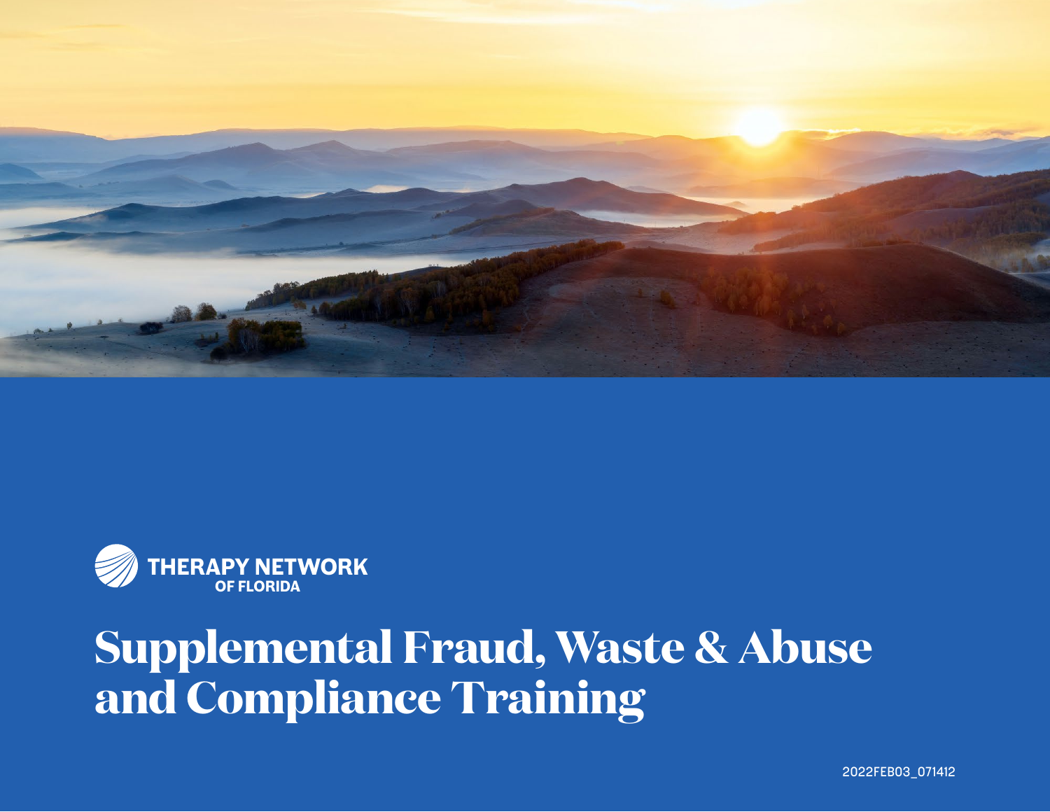THERAPY NETWORK OF FLORIDA

# Supplemental Fraud, Waste & Abuse and Compliance Training

2022FEB03_071412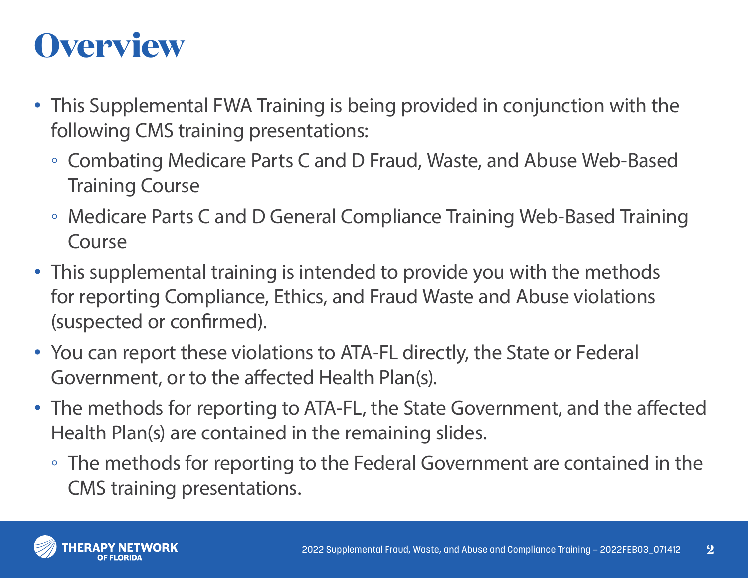# Overview

- This Supplemental FWA Training is being provided in conjunction with the following CMS training presentations:
  - Combating Medicare Parts C and D Fraud, Waste, and Abuse Web-Based Training Course
  - Medicare Parts C and D General Compliance Training Web-Based Training Course
- This supplemental training is intended to provide you with the methods for reporting Compliance, Ethics, and Fraud Waste and Abuse violations (suspected or confirmed).
- You can report these violations to ATA-FL directly, the State or Federal Government, or to the affected Health Plan(s).
- The methods for reporting to ATA-FL, the State Government, and the affected Health Plan(s) are contained in the remaining slides.
  - The methods for reporting to the Federal Government are contained in the CMS training presentations.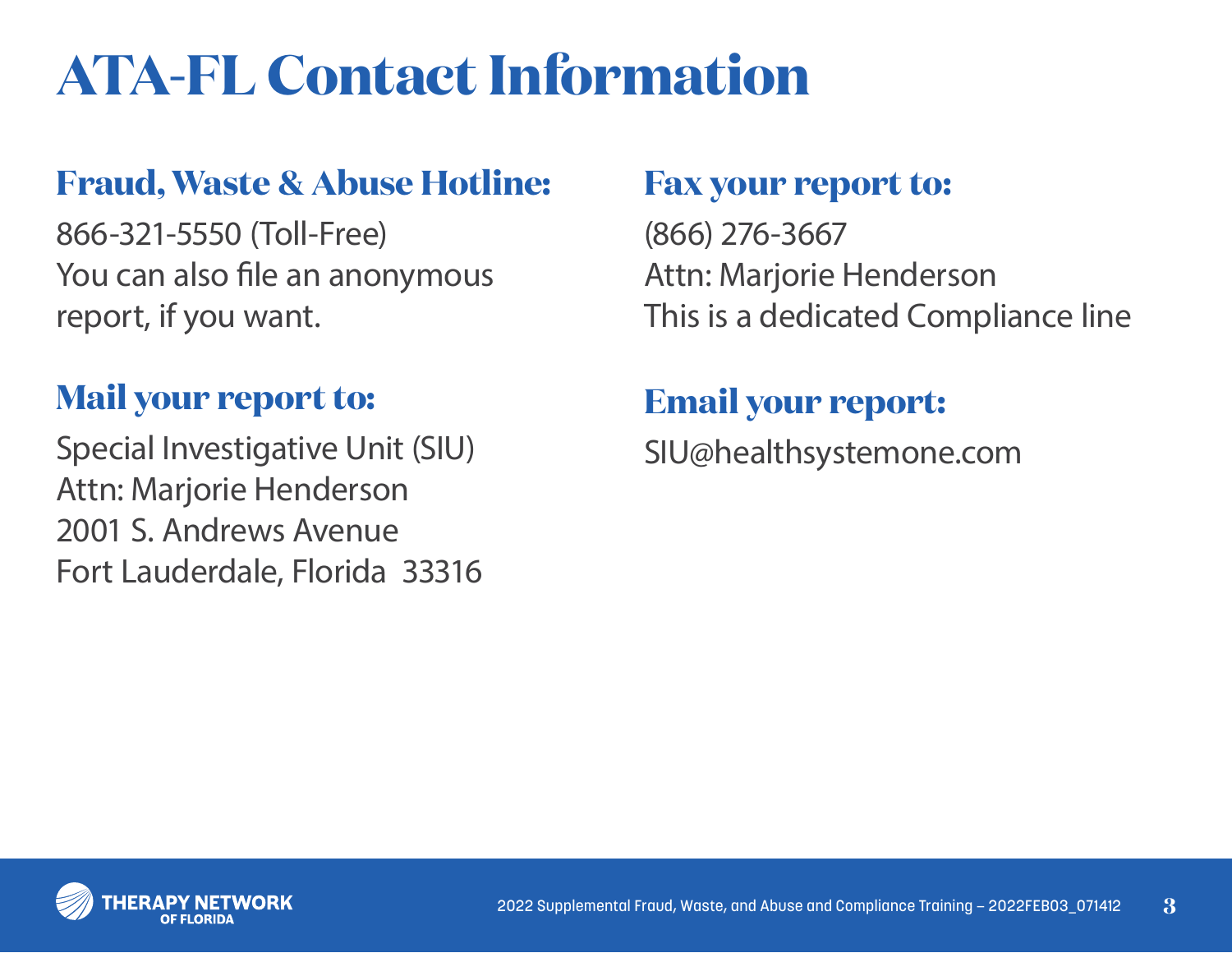# ATA-FL Contact Information

## Fraud, Waste & Abuse Hotline:

866-321-5550 (Toll-Free)
You can also file an anonymous report, if you want.

## Mail your report to:

Special Investigative Unit (SIU)
Attn: Marjorie Henderson
2001 S. Andrews Avenue
Fort Lauderdale, Florida 33316

## Fax your report to:

(866) 276-3667
Attn: Marjorie Henderson
This is a dedicated Compliance line

## Email your report:

SIU@healthsystemone.com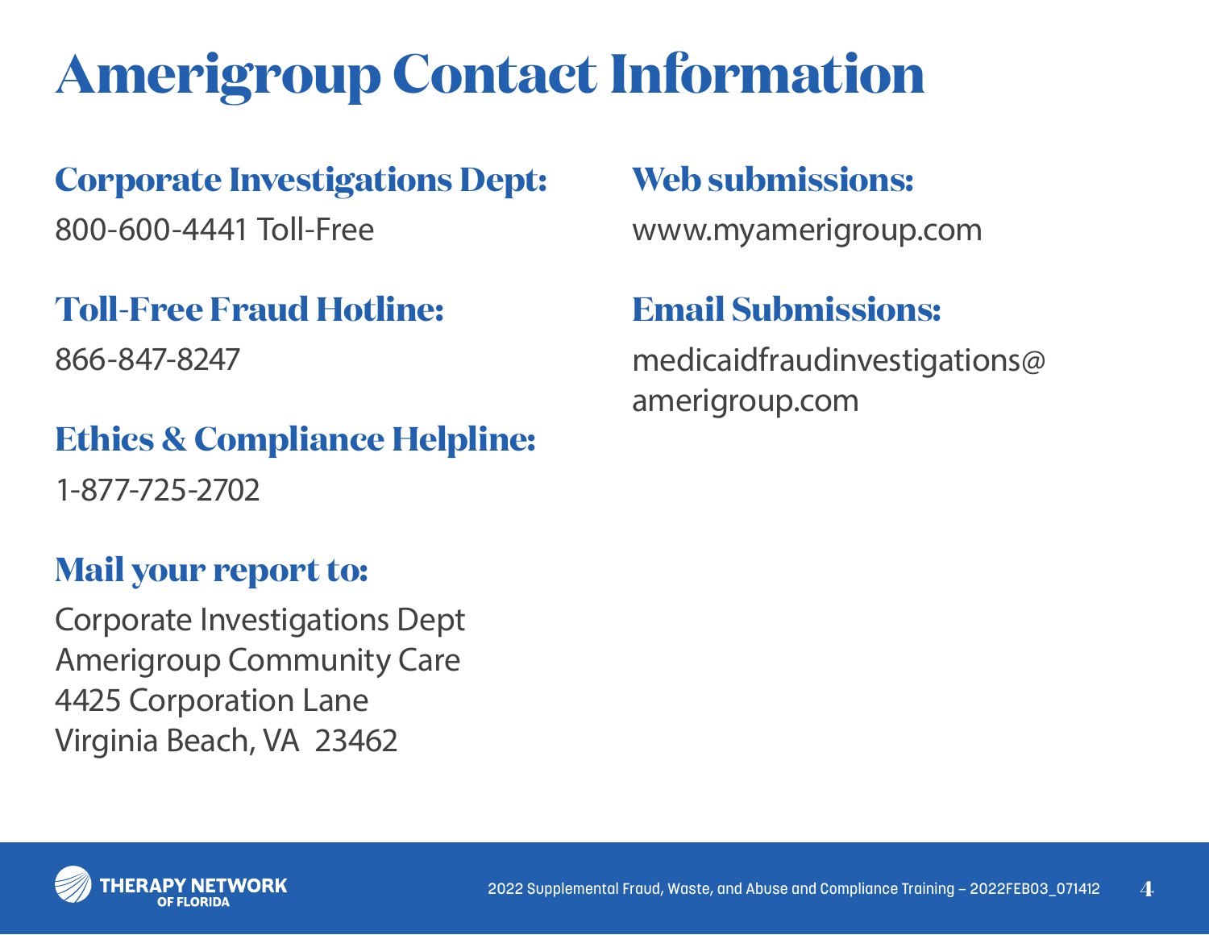# Amerigroup Contact Information

### Corporate Investigations Dept:

800-600-4441 Toll-Free

### Toll-Free Fraud Hotline:

866-847-8247

### Ethics & Compliance Helpline:

1-877-725-2702

### Mail your report to:

Corporate Investigations Dept
Amerigroup Community Care
4425 Corporation Lane
Virginia Beach, VA 23462

### Web submissions:

www.myamerigroup.com

### Email Submissions:

medicaidfraudinvestigations@amerigroup.com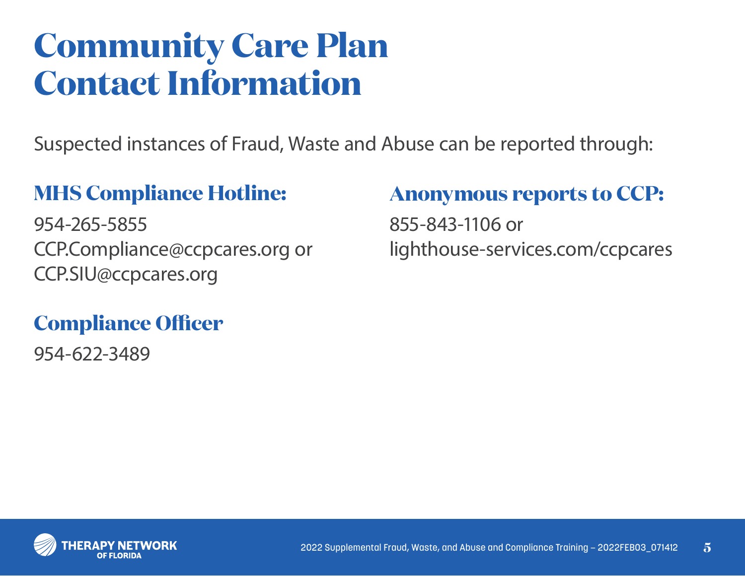# Community Care Plan Contact Information

Suspected instances of Fraud, Waste and Abuse can be reported through:

## MHS Compliance Hotline:

954-265-5855
CCP.Compliance@ccpcares.org or
CCP.SIU@ccpcares.org

## Compliance Officer

954-622-3489

## Anonymous reports to CCP:

855-843-1106 or
lighthouse-services.com/ccpcares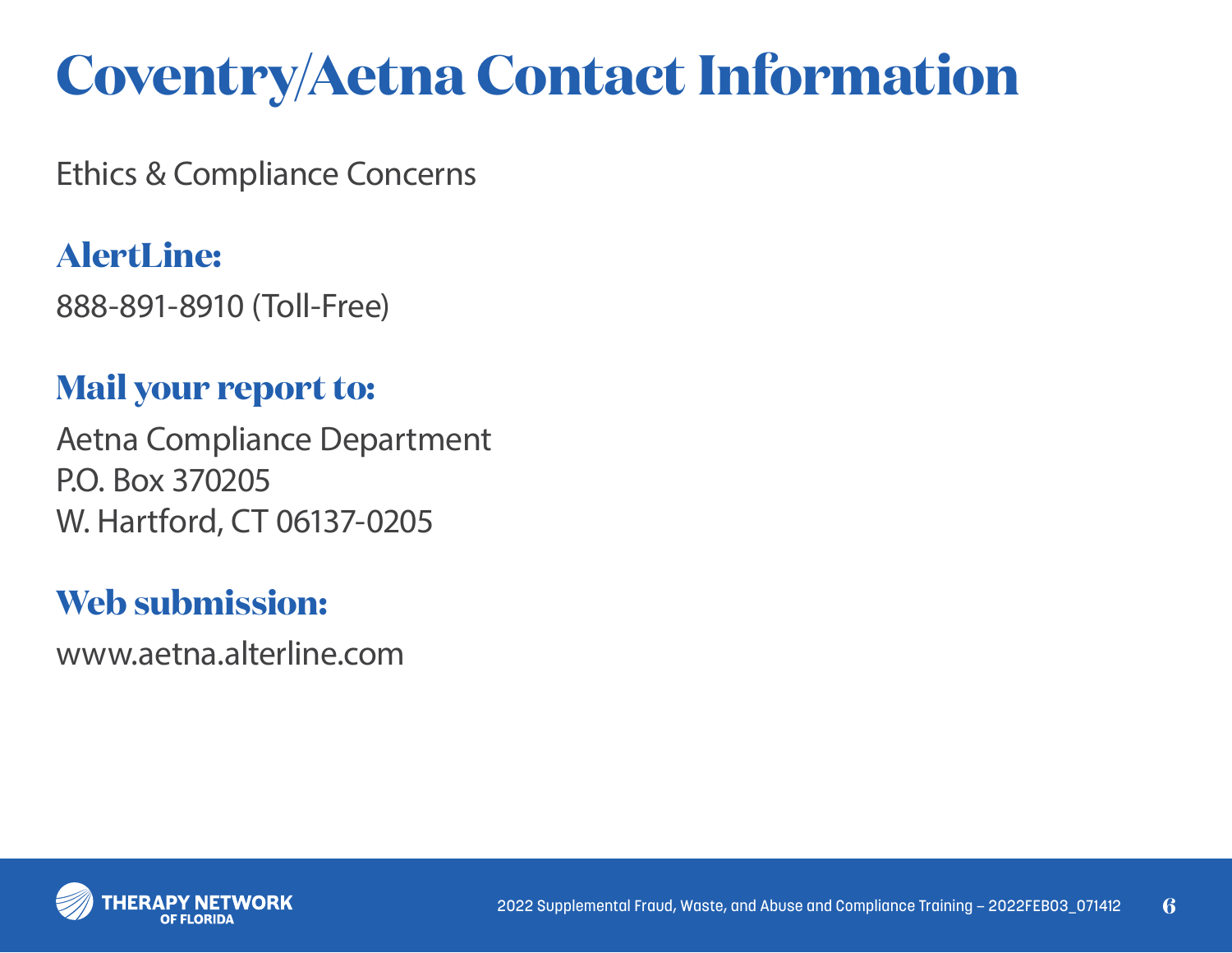# Coventry/Aetna Contact Information

Ethics & Compliance Concerns

## AlertLine:

888-891-8910 (Toll-Free)

## Mail your report to:

Aetna Compliance Department
P.O. Box 370205
W. Hartford, CT 06137-0205

## Web submission:

www.aetna.alterline.com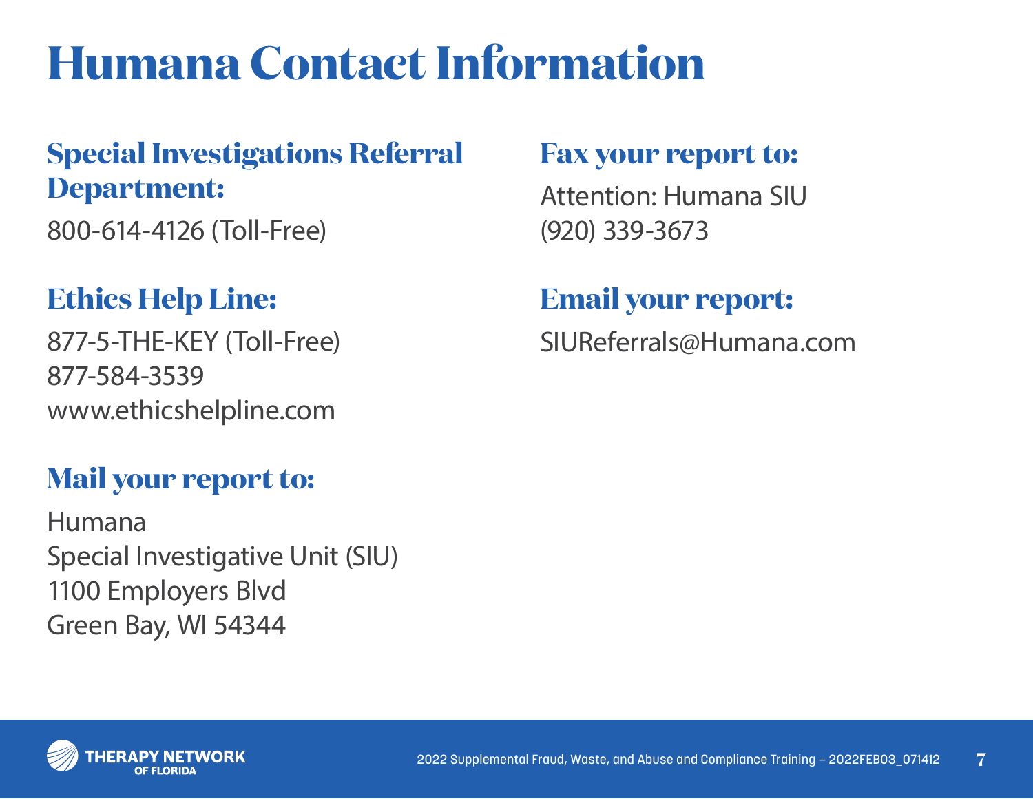# Humana Contact Information

## Special Investigations Referral Department:

800-614-4126 (Toll-Free)

## Ethics Help Line:

877-5-THE-KEY (Toll-Free)
877-584-3539
www.ethicshelpline.com

## Mail your report to:

Humana
Special Investigative Unit (SIU)
1100 Employers Blvd
Green Bay, WI 54344

## Fax your report to:

Attention: Humana SIU
(920) 339-3673

## Email your report:

SIUReferrals@Humana.com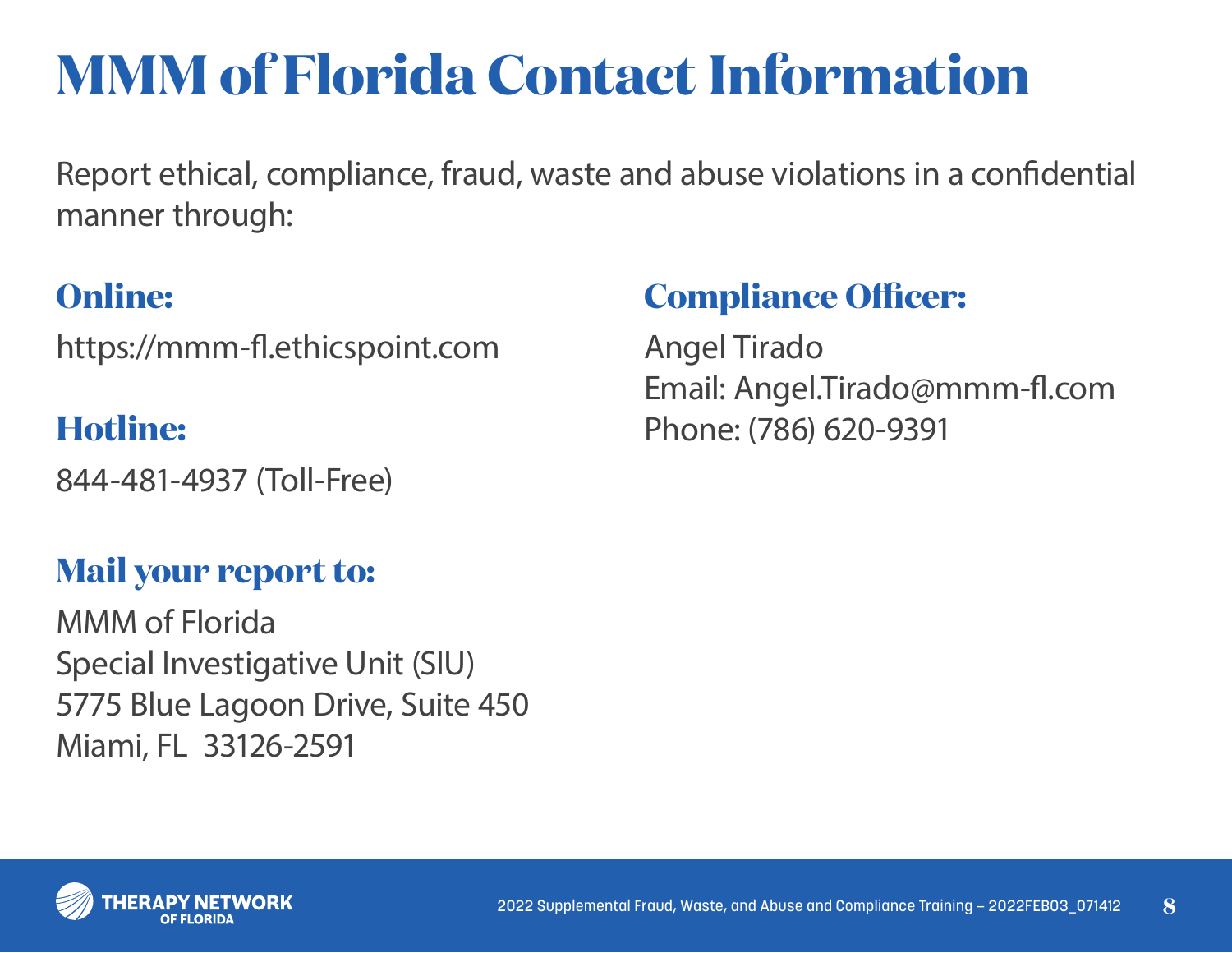# MMM of Florida Contact Information

Report ethical, compliance, fraud, waste and abuse violations in a confidential manner through:

### Online:

https://mmm-fl.ethicspoint.com

### Hotline:

844-481-4937 (Toll-Free)

### Mail your report to:

MMM of Florida
Special Investigative Unit (SIU)
5775 Blue Lagoon Drive, Suite 450
Miami, FL 33126-2591

### Compliance Officer:

Angel Tirado
Email: Angel.Tirado@mmm-fl.com
Phone: (786) 620-9391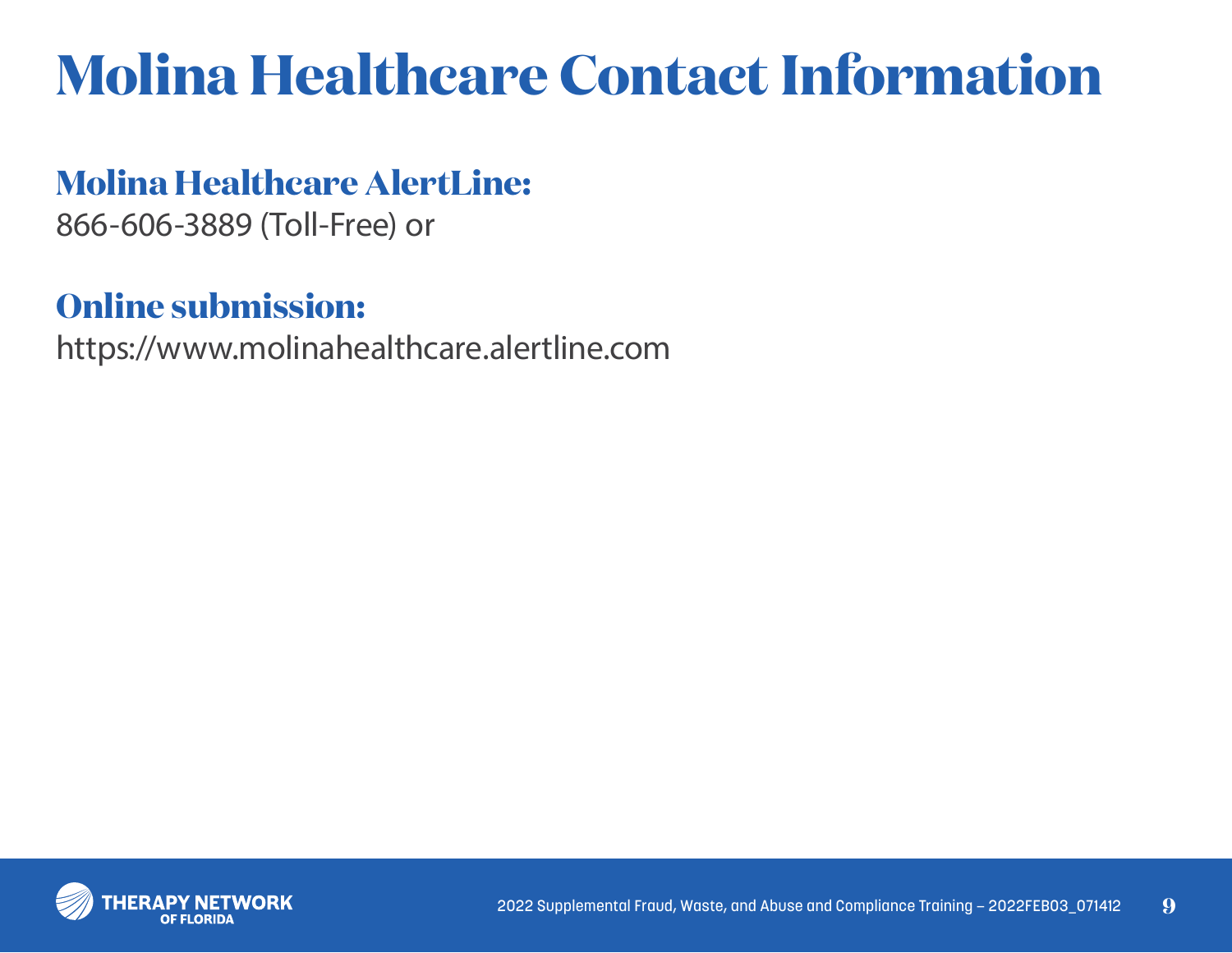# Molina Healthcare Contact Information

## Molina Healthcare AlertLine:

866-606-3889 (Toll-Free) or

## Online submission:

https://www.molinahealthcare.alertline.com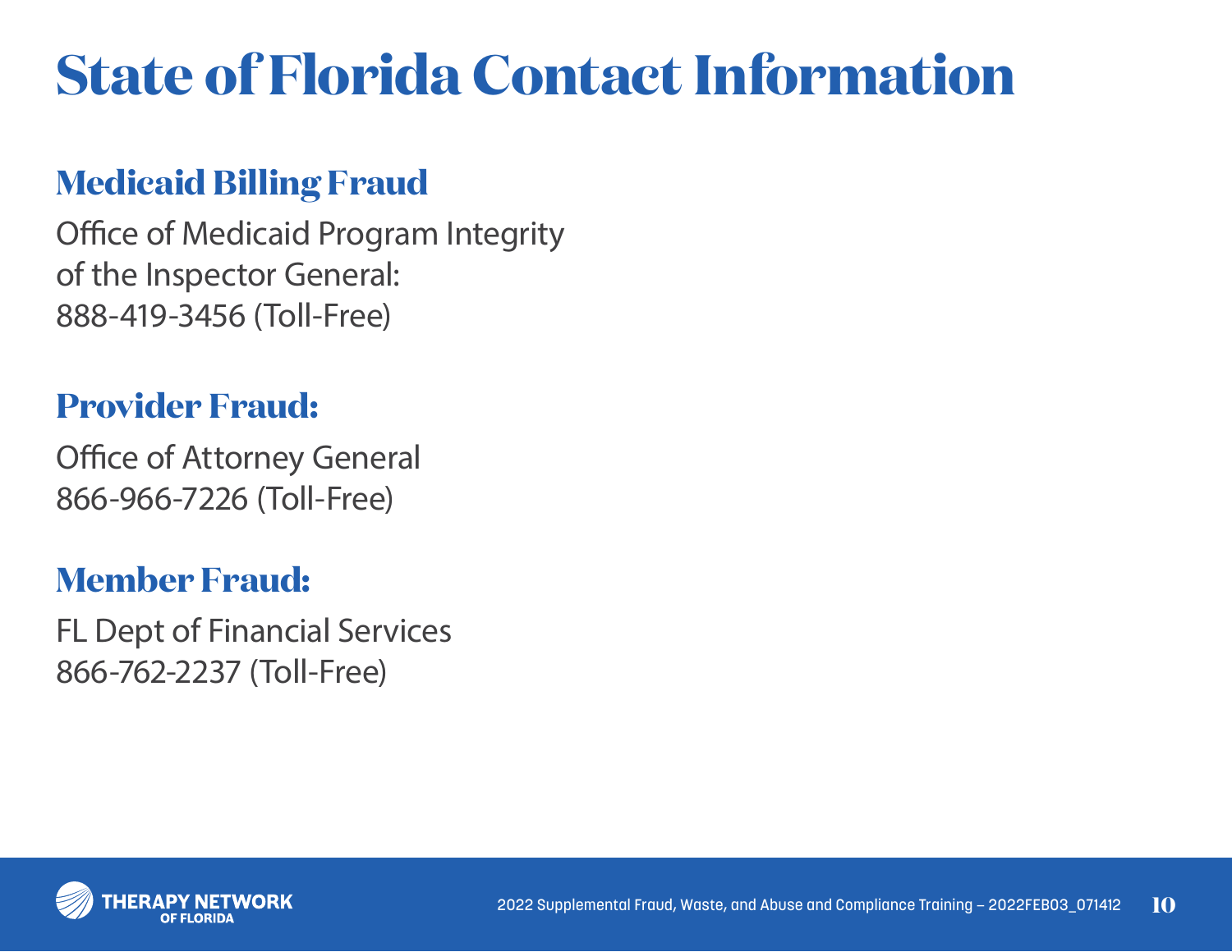# State of Florida Contact Information

## Medicaid Billing Fraud

Office of Medicaid Program Integrity
of the Inspector General:
888-419-3456 (Toll-Free)

## Provider Fraud:

Office of Attorney General
866-966-7226 (Toll-Free)

## Member Fraud:

FL Dept of Financial Services
866-762-2237 (Toll-Free)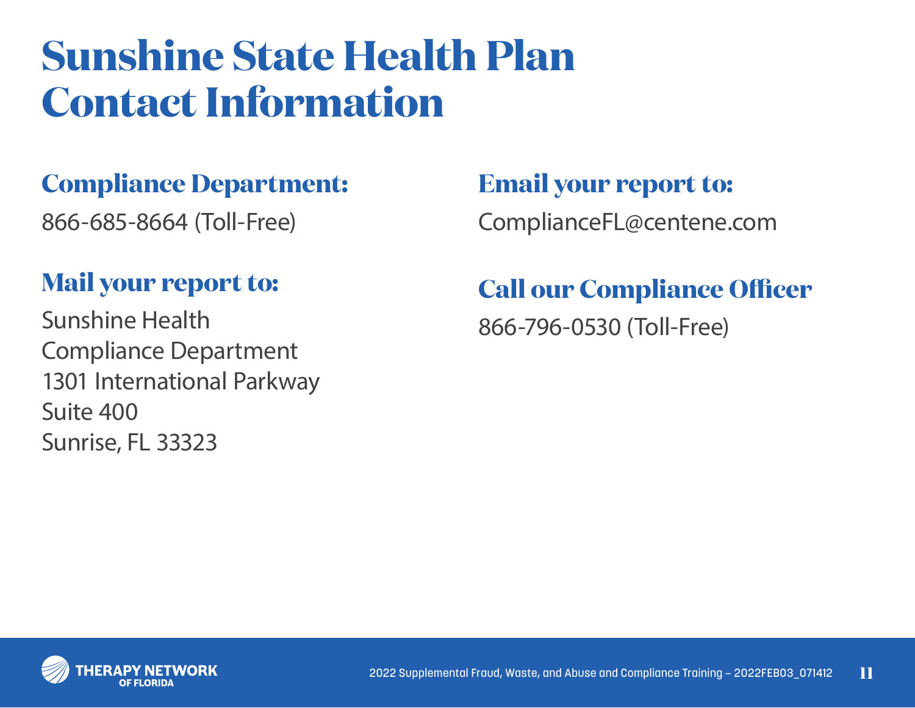# Sunshine State Health Plan Contact Information

## Compliance Department:

866-685-8664 (Toll-Free)

## Mail your report to:

Sunshine Health
Compliance Department
1301 International Parkway
Suite 400
Sunrise, FL 33323

## Email your report to:

ComplianceFL@centene.com

## Call our Compliance Officer

866-796-0530 (Toll-Free)